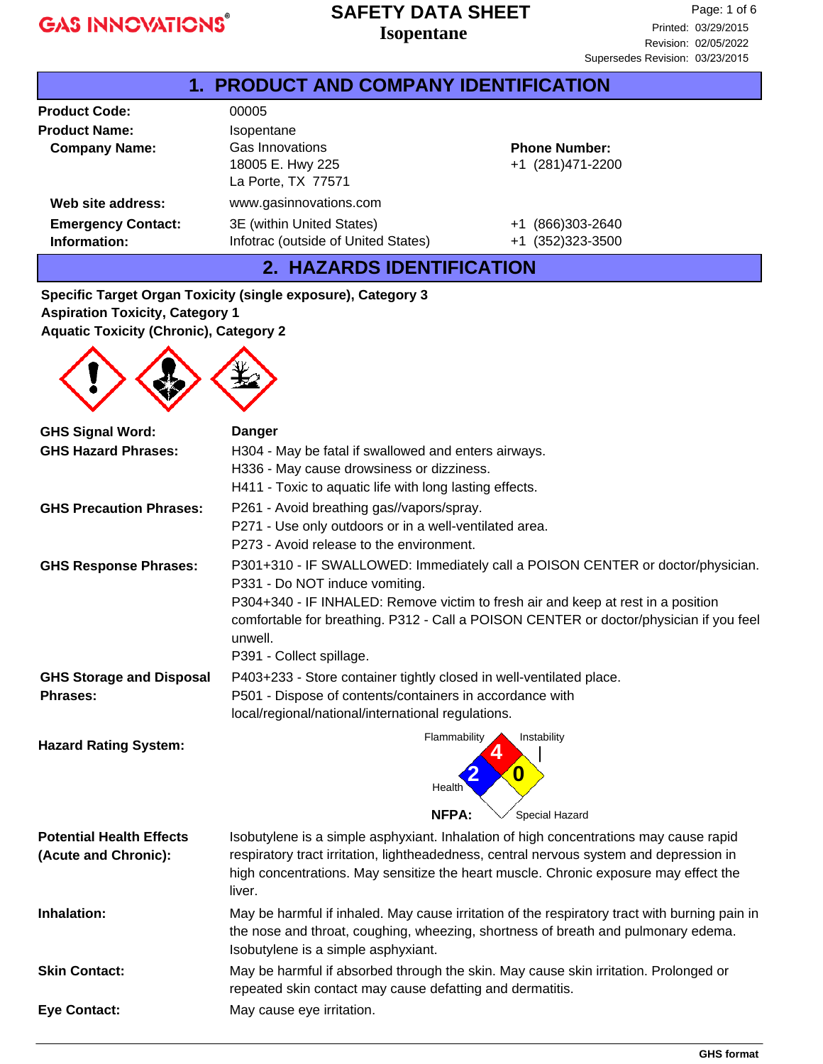# SAFETY DATA SHEET
## Isopentane

Printed: 03/29/2015
Revision: 02/05/2022
Supersedes Revision: 03/23/2015

## 1. PRODUCT AND COMPANY IDENTIFICATION

**Product Code:** 00005

**Product Name:** Isopentane

**Company Name:** Gas Innovations
18005 E. Hwy 225
La Porte, TX 77571

**Phone Number:** +1 (281)471-2200

**Web site address:** www.gasinnovations.com

**Emergency Contact: Information:**
3E (within United States) +1 (866)303-2640
Infotrac (outside of United States) +1 (352)323-3500

## 2. HAZARDS IDENTIFICATION

**Specific Target Organ Toxicity (single exposure), Category 3**
**Aspiration Toxicity, Category 1**
**Aquatic Toxicity (Chronic), Category 2**

**GHS Signal Word:** **Danger**

**GHS Hazard Phrases:**
H304 - May be fatal if swallowed and enters airways.
H336 - May cause drowsiness or dizziness.
H411 - Toxic to aquatic life with long lasting effects.

**GHS Precaution Phrases:**
P261 - Avoid breathing gas//vapors/spray.
P271 - Use only outdoors or in a well-ventilated area.
P273 - Avoid release to the environment.

**GHS Response Phrases:**
P301+310 - IF SWALLOWED: Immediately call a POISON CENTER or doctor/physician.
P331 - Do NOT induce vomiting.
P304+340 - IF INHALED: Remove victim to fresh air and keep at rest in a position comfortable for breathing. P312 - Call a POISON CENTER or doctor/physician if you feel unwell.
P391 - Collect spillage.

**GHS Storage and Disposal Phrases:**
P403+233 - Store container tightly closed in well-ventilated place.
P501 - Dispose of contents/containers in accordance with local/regional/national/international regulations.

**Hazard Rating System:**

NFPA: Flammability 4, Health 2, Instability 0, Special Hazard (none)

**Potential Health Effects (Acute and Chronic):** Isobutylene is a simple asphyxiant. Inhalation of high concentrations may cause rapid respiratory tract irritation, lightheadedness, central nervous system and depression in high concentrations. May sensitize the heart muscle. Chronic exposure may effect the liver.

**Inhalation:** May be harmful if inhaled. May cause irritation of the respiratory tract with burning pain in the nose and throat, coughing, wheezing, shortness of breath and pulmonary edema. Isobutylene is a simple asphyxiant.

**Skin Contact:** May be harmful if absorbed through the skin. May cause skin irritation. Prolonged or repeated skin contact may cause defatting and dermatitis.

**Eye Contact:** May cause eye irritation.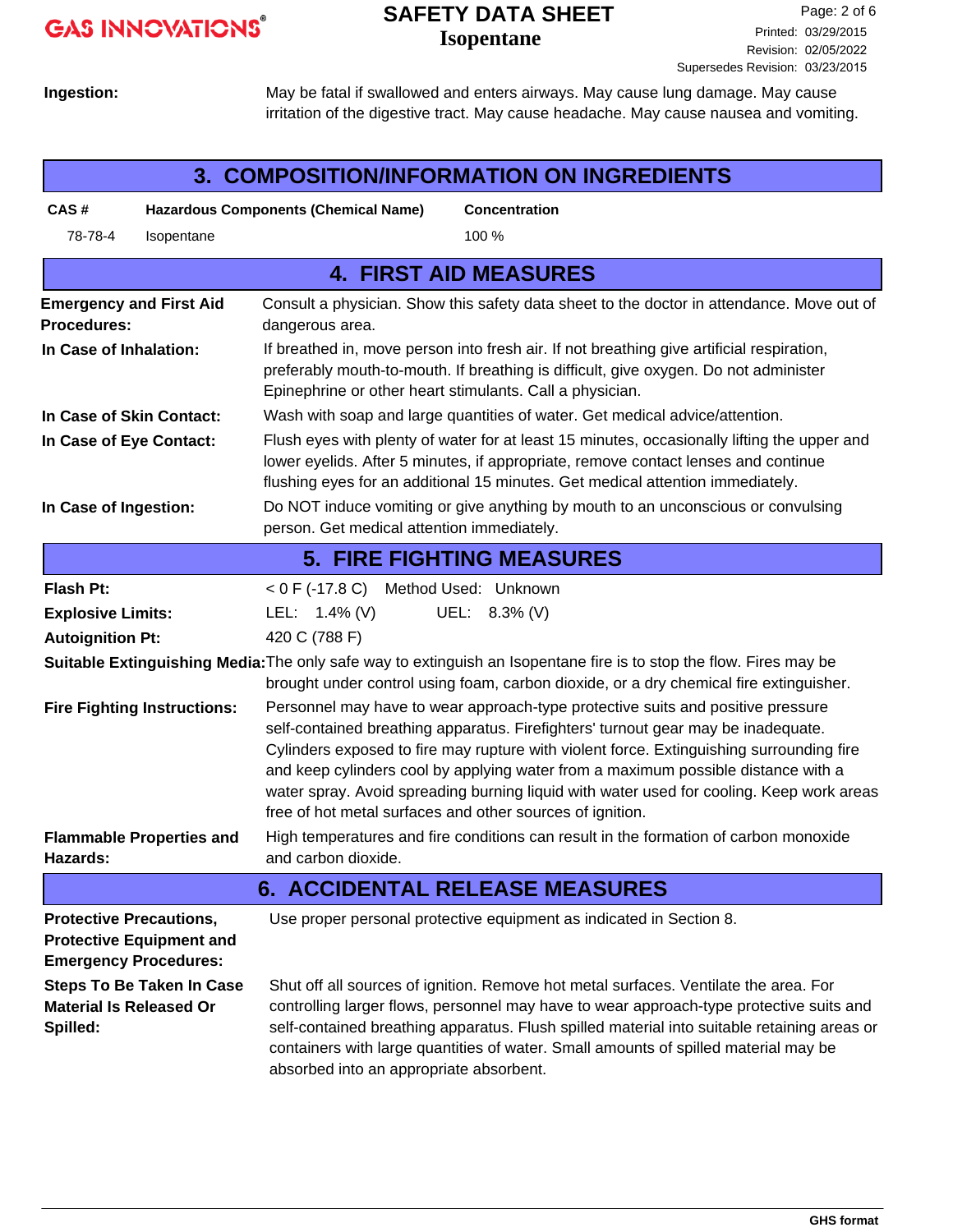**Ingestion:** May be fatal if swallowed and enters airways. May cause lung damage. May cause irritation of the digestive tract. May cause headache. May cause nausea and vomiting.

## 3. COMPOSITION/INFORMATION ON INGREDIENTS

| CAS # | Hazardous Components (Chemical Name) | Concentration |
|---|---|---|
| 78-78-4 | Isopentane | 100 % |

## 4. FIRST AID MEASURES

**Emergency and First Aid Procedures:** Consult a physician. Show this safety data sheet to the doctor in attendance. Move out of dangerous area.

**In Case of Inhalation:** If breathed in, move person into fresh air. If not breathing give artificial respiration, preferably mouth-to-mouth. If breathing is difficult, give oxygen. Do not administer Epinephrine or other heart stimulants. Call a physician.

**In Case of Skin Contact:** Wash with soap and large quantities of water. Get medical advice/attention.

**In Case of Eye Contact:** Flush eyes with plenty of water for at least 15 minutes, occasionally lifting the upper and lower eyelids. After 5 minutes, if appropriate, remove contact lenses and continue flushing eyes for an additional 15 minutes. Get medical attention immediately.

**In Case of Ingestion:** Do NOT induce vomiting or give anything by mouth to an unconscious or convulsing person. Get medical attention immediately.

## 5. FIRE FIGHTING MEASURES

**Flash Pt:** < 0 F (-17.8 C) Method Used: Unknown

**Explosive Limits:** LEL: 1.4% (V) UEL: 8.3% (V)

**Autoignition Pt:** 420 C (788 F)

**Suitable Extinguishing Media:** The only safe way to extinguish an Isopentane fire is to stop the flow. Fires may be brought under control using foam, carbon dioxide, or a dry chemical fire extinguisher.

**Fire Fighting Instructions:** Personnel may have to wear approach-type protective suits and positive pressure self-contained breathing apparatus. Firefighters' turnout gear may be inadequate. Cylinders exposed to fire may rupture with violent force. Extinguishing surrounding fire and keep cylinders cool by applying water from a maximum possible distance with a water spray. Avoid spreading burning liquid with water used for cooling. Keep work areas free of hot metal surfaces and other sources of ignition.

**Flammable Properties and Hazards:** High temperatures and fire conditions can result in the formation of carbon monoxide and carbon dioxide.

## 6. ACCIDENTAL RELEASE MEASURES

**Protective Precautions, Protective Equipment and Emergency Procedures:** Use proper personal protective equipment as indicated in Section 8.

**Steps To Be Taken In Case Material Is Released Or Spilled:** Shut off all sources of ignition. Remove hot metal surfaces. Ventilate the area. For controlling larger flows, personnel may have to wear approach-type protective suits and self-contained breathing apparatus. Flush spilled material into suitable retaining areas or containers with large quantities of water. Small amounts of spilled material may be absorbed into an appropriate absorbent.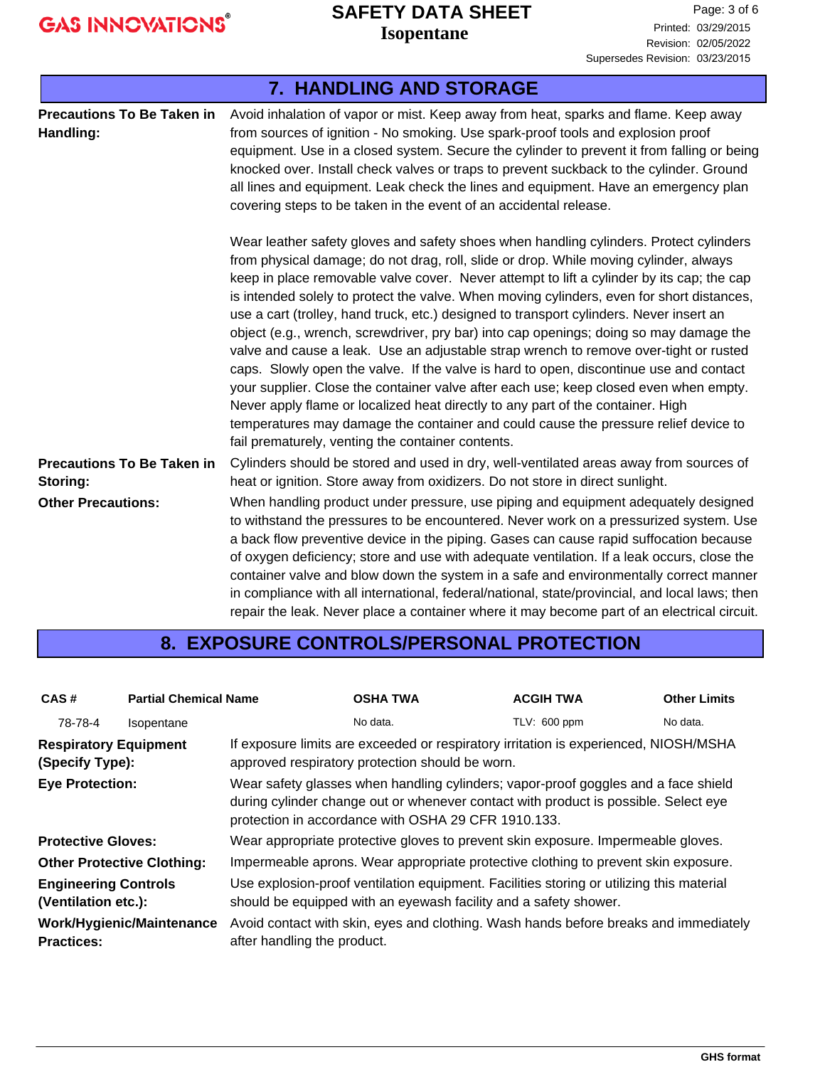## 7. HANDLING AND STORAGE

**Precautions To Be Taken in Handling:** Avoid inhalation of vapor or mist. Keep away from heat, sparks and flame. Keep away from sources of ignition - No smoking. Use spark-proof tools and explosion proof equipment. Use in a closed system. Secure the cylinder to prevent it from falling or being knocked over. Install check valves or traps to prevent suckback to the cylinder. Ground all lines and equipment. Leak check the lines and equipment. Have an emergency plan covering steps to be taken in the event of an accidental release.

Wear leather safety gloves and safety shoes when handling cylinders. Protect cylinders from physical damage; do not drag, roll, slide or drop. While moving cylinder, always keep in place removable valve cover. Never attempt to lift a cylinder by its cap; the cap is intended solely to protect the valve. When moving cylinders, even for short distances, use a cart (trolley, hand truck, etc.) designed to transport cylinders. Never insert an object (e.g., wrench, screwdriver, pry bar) into cap openings; doing so may damage the valve and cause a leak. Use an adjustable strap wrench to remove over-tight or rusted caps. Slowly open the valve. If the valve is hard to open, discontinue use and contact your supplier. Close the container valve after each use; keep closed even when empty. Never apply flame or localized heat directly to any part of the container. High temperatures may damage the container and could cause the pressure relief device to fail prematurely, venting the container contents.

**Precautions To Be Taken in Storing:** Cylinders should be stored and used in dry, well-ventilated areas away from sources of heat or ignition. Store away from oxidizers. Do not store in direct sunlight.

**Other Precautions:** When handling product under pressure, use piping and equipment adequately designed to withstand the pressures to be encountered. Never work on a pressurized system. Use a back flow preventive device in the piping. Gases can cause rapid suffocation because of oxygen deficiency; store and use with adequate ventilation. If a leak occurs, close the container valve and blow down the system in a safe and environmentally correct manner in compliance with all international, federal/national, state/provincial, and local laws; then repair the leak. Never place a container where it may become part of an electrical circuit.

## 8. EXPOSURE CONTROLS/PERSONAL PROTECTION

| CAS # | Partial Chemical Name | OSHA TWA | ACGIH TWA | Other Limits |
|---|---|---|---|---|
| 78-78-4 | Isopentane | No data. | TLV: 600 ppm | No data. |

**Respiratory Equipment (Specify Type):** If exposure limits are exceeded or respiratory irritation is experienced, NIOSH/MSHA approved respiratory protection should be worn.

**Eye Protection:** Wear safety glasses when handling cylinders; vapor-proof goggles and a face shield during cylinder change out or whenever contact with product is possible. Select eye protection in accordance with OSHA 29 CFR 1910.133.

**Protective Gloves:** Wear appropriate protective gloves to prevent skin exposure. Impermeable gloves.

**Other Protective Clothing:** Impermeable aprons. Wear appropriate protective clothing to prevent skin exposure.

**Engineering Controls (Ventilation etc.):** Use explosion-proof ventilation equipment. Facilities storing or utilizing this material should be equipped with an eyewash facility and a safety shower.

**Work/Hygienic/Maintenance Practices:** Avoid contact with skin, eyes and clothing. Wash hands before breaks and immediately after handling the product.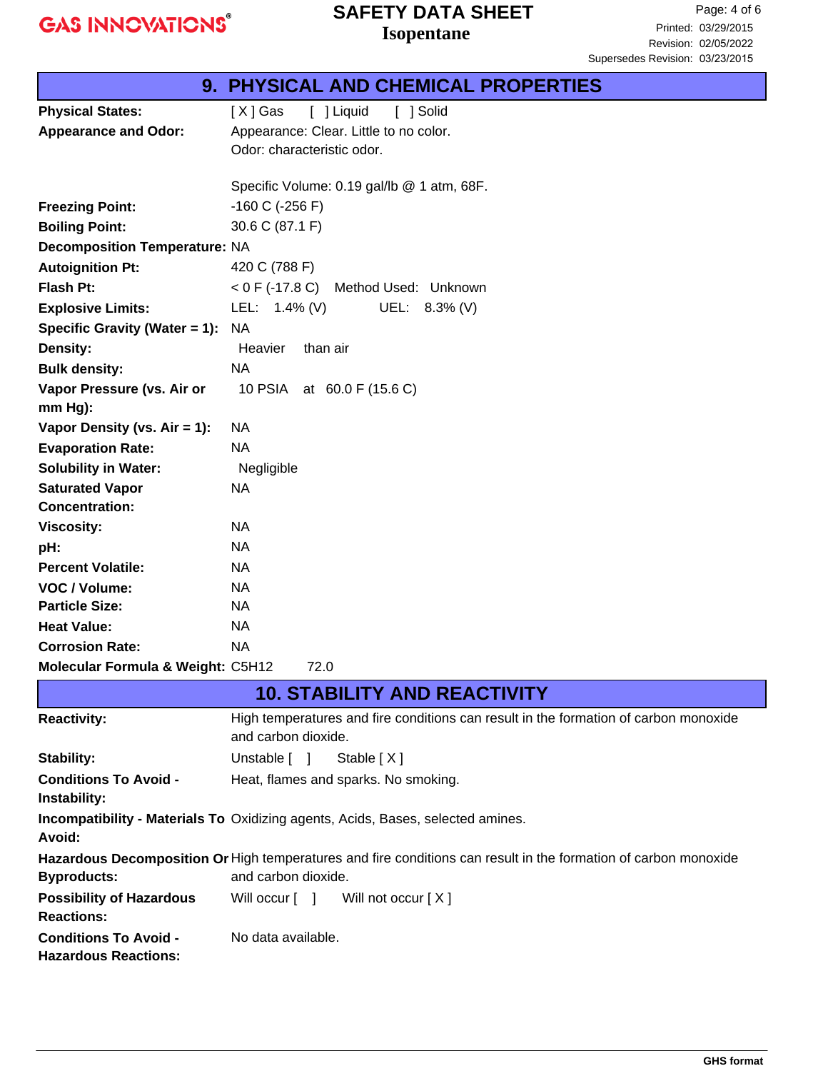## 9. PHYSICAL AND CHEMICAL PROPERTIES

| | |
|---|---|
| **Physical States:** | [ X ] Gas [ ] Liquid [ ] Solid |
| **Appearance and Odor:** | Appearance: Clear. Little to no color.<br>Odor: characteristic odor.<br><br>Specific Volume: 0.19 gal/lb @ 1 atm, 68F. |
| **Freezing Point:** | -160 C (-256 F) |
| **Boiling Point:** | 30.6 C (87.1 F) |
| **Decomposition Temperature:** | NA |
| **Autoignition Pt:** | 420 C (788 F) |
| **Flash Pt:** | < 0 F (-17.8 C) Method Used: Unknown |
| **Explosive Limits:** | LEL: 1.4% (V) UEL: 8.3% (V) |
| **Specific Gravity (Water = 1):** | NA |
| **Density:** | Heavier than air |
| **Bulk density:** | NA |
| **Vapor Pressure (vs. Air or mm Hg):** | 10 PSIA at 60.0 F (15.6 C) |
| **Vapor Density (vs. Air = 1):** | NA |
| **Evaporation Rate:** | NA |
| **Solubility in Water:** | Negligible |
| **Saturated Vapor Concentration:** | NA |
| **Viscosity:** | NA |
| **pH:** | NA |
| **Percent Volatile:** | NA |
| **VOC / Volume:** | NA |
| **Particle Size:** | NA |
| **Heat Value:** | NA |
| **Corrosion Rate:** | NA |
| **Molecular Formula & Weight:** | $C_5H_{12}$ 72.0 |

## 10. STABILITY AND REACTIVITY

| | |
|---|---|
| **Reactivity:** | High temperatures and fire conditions can result in the formation of carbon monoxide and carbon dioxide. |
| **Stability:** | Unstable [ ] Stable [ X ] |
| **Conditions To Avoid - Instability:** | Heat, flames and sparks. No smoking. |
| **Incompatibility - Materials To Avoid:** | Oxidizing agents, Acids, Bases, selected amines. |
| **Hazardous Decomposition Or Byproducts:** | High temperatures and fire conditions can result in the formation of carbon monoxide and carbon dioxide. |
| **Possibility of Hazardous Reactions:** | Will occur [ ] Will not occur [ X ] |
| **Conditions To Avoid - Hazardous Reactions:** | No data available. |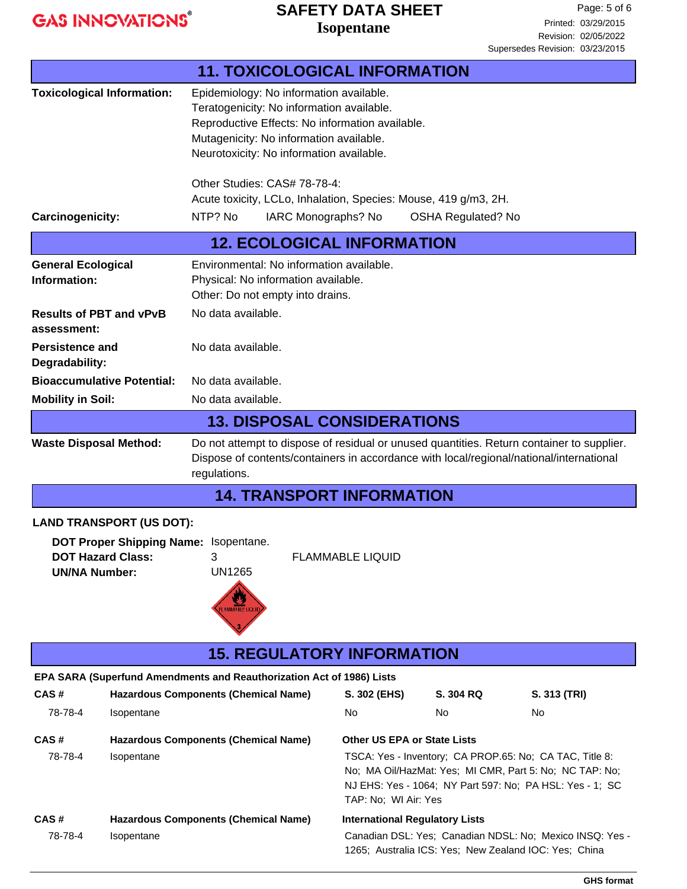## 11. TOXICOLOGICAL INFORMATION

**Toxicological Information:**
Epidemiology: No information available.
Teratogenicity: No information available.
Reproductive Effects: No information available.
Mutagenicity: No information available.
Neurotoxicity: No information available.

Other Studies: CAS# 78-78-4:
Acute toxicity, LCLo, Inhalation, Species: Mouse, 419 g/m3, 2H.

**Carcinogenicity:** NTP? No  IARC Monographs? No  OSHA Regulated? No

## 12. ECOLOGICAL INFORMATION

**General Ecological Information:**
Environmental: No information available.
Physical: No information available.
Other: Do not empty into drains.

**Results of PBT and vPvB assessment:** No data available.

**Persistence and Degradability:** No data available.

**Bioaccumulative Potential:** No data available.

**Mobility in Soil:** No data available.

## 13. DISPOSAL CONSIDERATIONS

**Waste Disposal Method:** Do not attempt to dispose of residual or unused quantities. Return container to supplier. Dispose of contents/containers in accordance with local/regional/national/international regulations.

## 14. TRANSPORT INFORMATION

**LAND TRANSPORT (US DOT):**

**DOT Proper Shipping Name:** Isopentane.
**DOT Hazard Class:** 3  FLAMMABLE LIQUID
**UN/NA Number:** UN1265

## 15. REGULATORY INFORMATION

**EPA SARA (Superfund Amendments and Reauthorization Act of 1986) Lists**

| CAS # | Hazardous Components (Chemical Name) | S. 302 (EHS) | S. 304 RQ | S. 313 (TRI) |
|---|---|---|---|---|
| 78-78-4 | Isopentane | No | No | No |

| CAS # | Hazardous Components (Chemical Name) | Other US EPA or State Lists |
|---|---|---|
| 78-78-4 | Isopentane | TSCA: Yes - Inventory; CA PROP.65: No; CA TAC, Title 8: No; MA Oil/HazMat: Yes; MI CMR, Part 5: No; NC TAP: No; NJ EHS: Yes - 1064; NY Part 597: No; PA HSL: Yes - 1; SC TAP: No; WI Air: Yes |

| CAS # | Hazardous Components (Chemical Name) | International Regulatory Lists |
|---|---|---|
| 78-78-4 | Isopentane | Canadian DSL: Yes; Canadian NDSL: No; Mexico INSQ: Yes - 1265; Australia ICS: Yes; New Zealand IOC: Yes; China |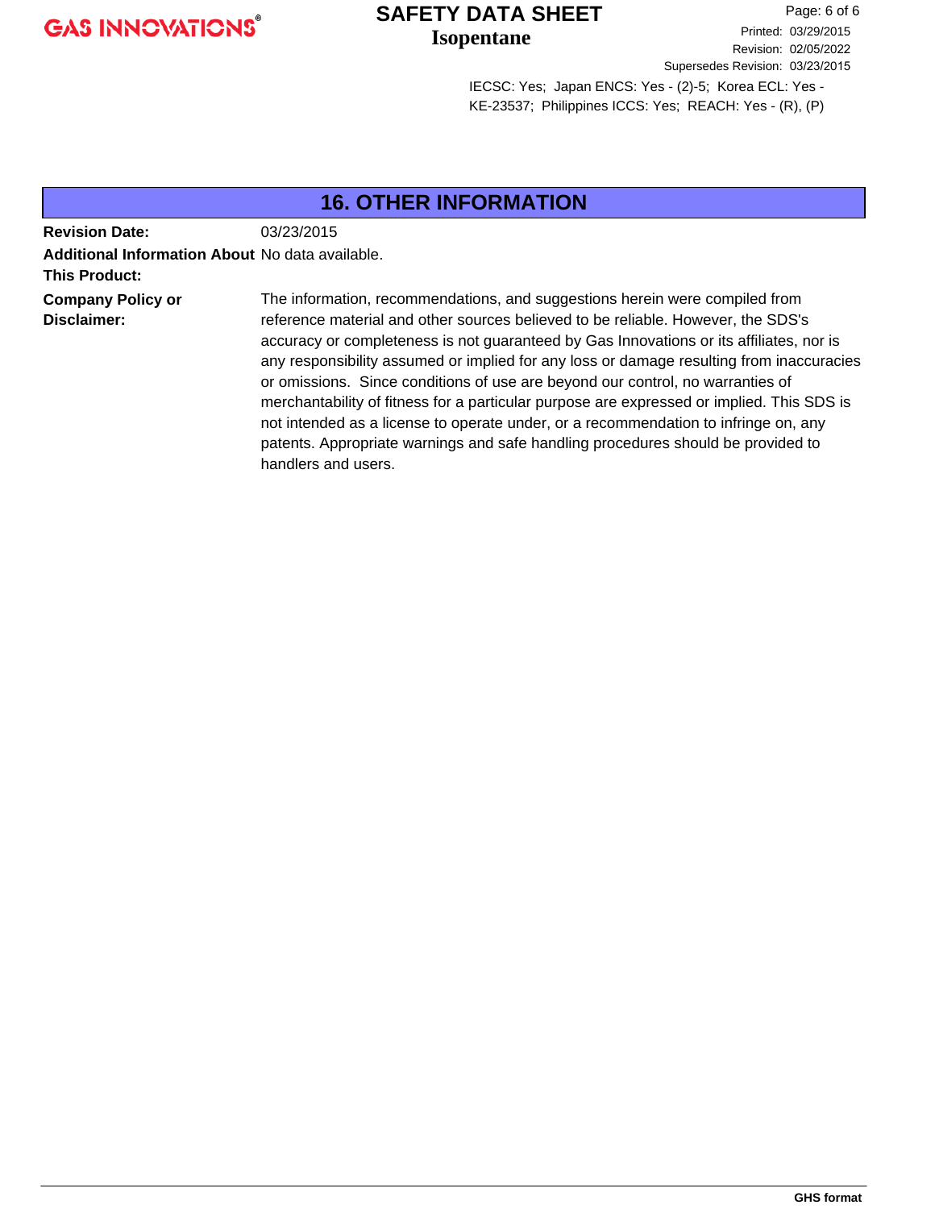IECSC: Yes; Japan ENCS: Yes - (2)-5; Korea ECL: Yes - KE-23537; Philippines ICCS: Yes; REACH: Yes - (R), (P)

## 16. OTHER INFORMATION

**Revision Date:** 03/23/2015

**Additional Information About This Product:** No data available.

**Company Policy or Disclaimer:** The information, recommendations, and suggestions herein were compiled from reference material and other sources believed to be reliable. However, the SDS's accuracy or completeness is not guaranteed by Gas Innovations or its affiliates, nor is any responsibility assumed or implied for any loss or damage resulting from inaccuracies or omissions. Since conditions of use are beyond our control, no warranties of merchantability of fitness for a particular purpose are expressed or implied. This SDS is not intended as a license to operate under, or a recommendation to infringe on, any patents. Appropriate warnings and safe handling procedures should be provided to handlers and users.